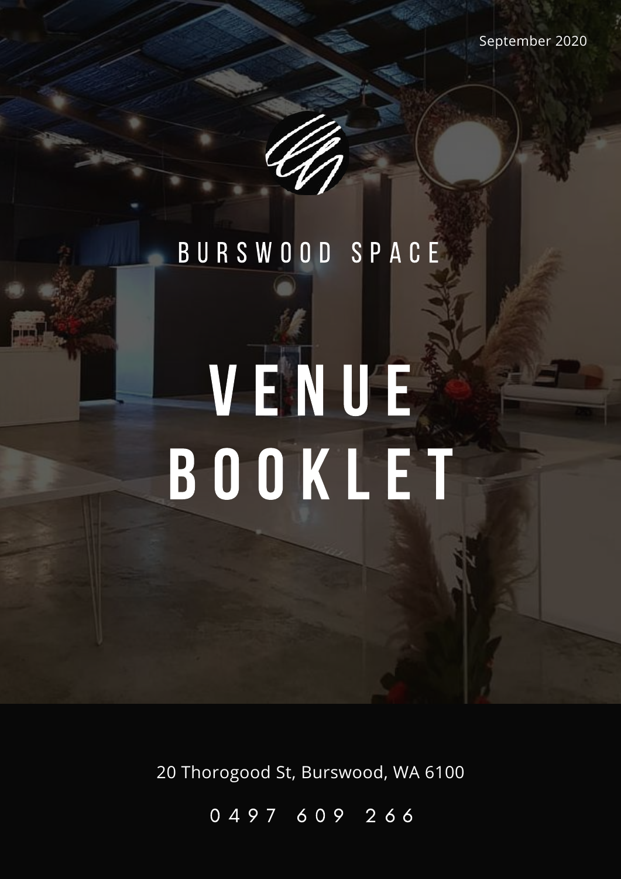September 2020

BURSWOOD SPACE

# VENUE BOOKLET

20 Thorogood St, Burswood, WA 6100

0497 609 266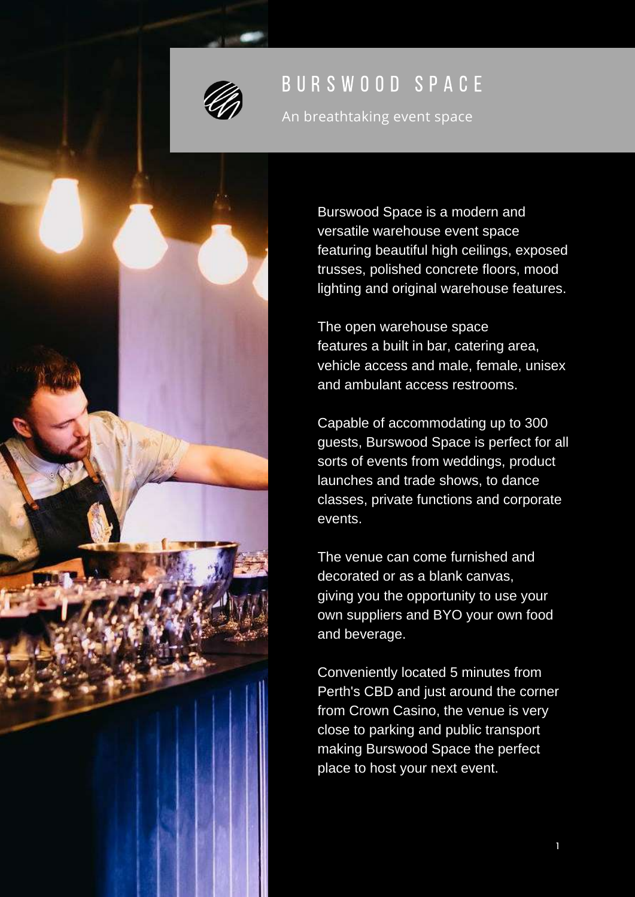# BURSWOOD SPACE

An breathtaking event space

Burswood Space is a modern and versatile warehouse event space featuring beautiful high ceilings, exposed trusses, polished concrete floors, mood lighting and original warehouse features.

The open warehouse space features a built in bar, catering area, vehicle access and male, female, unisex and ambulant access restrooms.

Capable of accommodating up to 300 guests, Burswood Space is perfect for all sorts of events from weddings, product launches and trade shows, to dance classes, private functions and corporate events.

The venue can come furnished and decorated or as a blank canvas, giving you the opportunity to use your own suppliers and BYO your own food and beverage.

Conveniently located 5 minutes from Perth's CBD and just around the corner from Crown Casino, the venue is very close to parking and public transport making Burswood Space the perfect place to host your next event.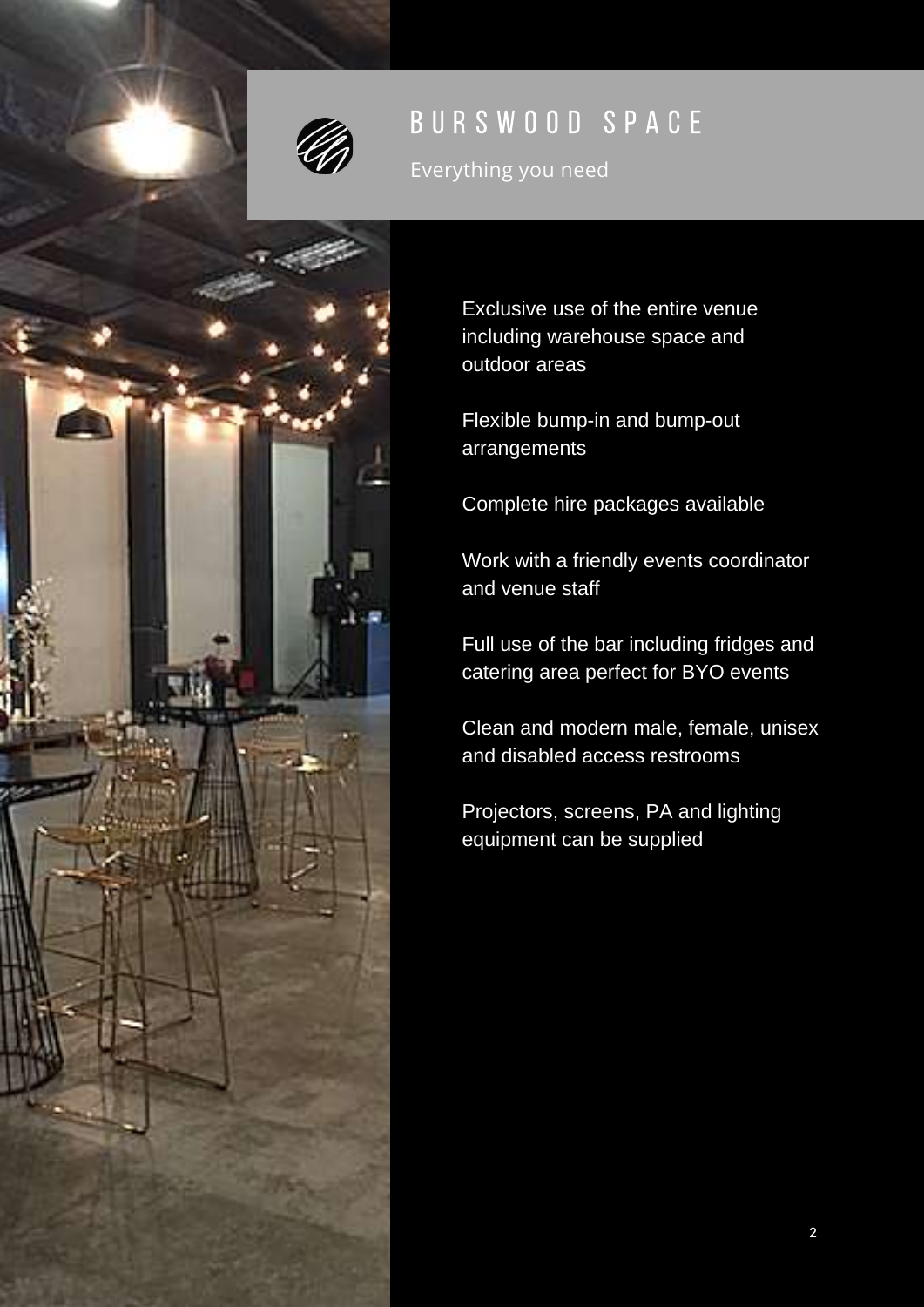# BURSWOOD SPACE

Everything you need

Exclusive use of the entire venue including warehouse space and outdoor areas

Flexible bump-in and bump-out arrangements

Complete hire packages available

Work with a friendly events coordinator and venue staff

Full use of the bar including fridges and catering area perfect for BYO events

Clean and modern male, female, unisex and disabled access restrooms

Projectors, screens, PA and lighting equipment can be supplied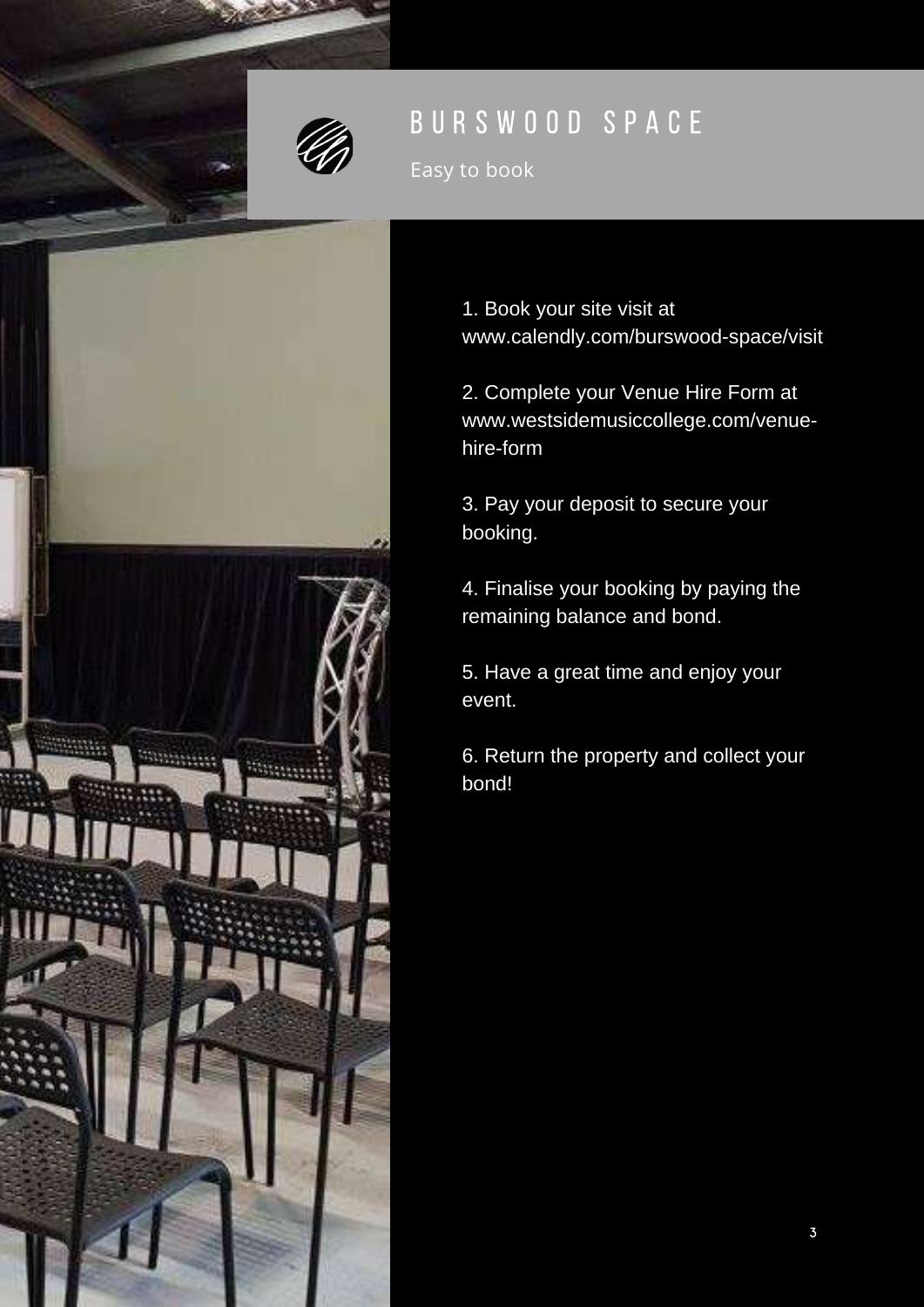# BURSWOOD SPACE

Easy to book

1. Book your site visit at www.calendly.com/burswood-space/visit

2. Complete your Venue Hire Form at www.westsidemusiccollege.com/venue-hire-form

3. Pay your deposit to secure your booking.

4. Finalise your booking by paying the remaining balance and bond.

5. Have a great time and enjoy your event.

6. Return the property and collect your bond!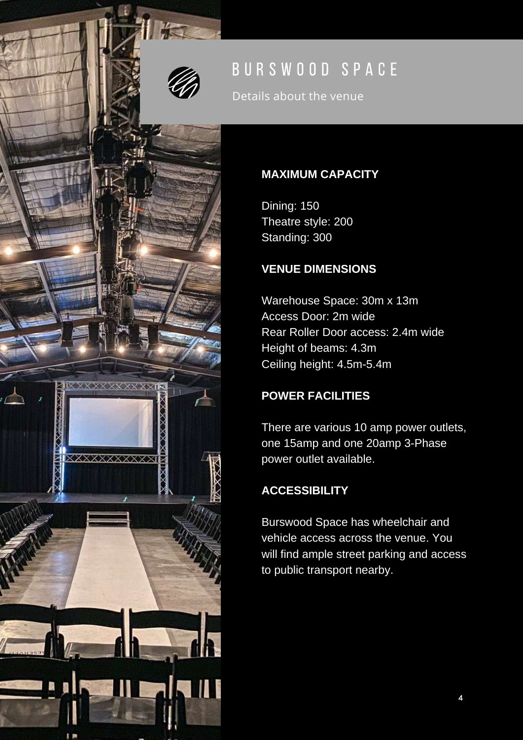# BURSWOOD SPACE

Details about the venue

**MAXIMUM CAPACITY**

Dining: 150
Theatre style: 200
Standing: 300

**VENUE DIMENSIONS**

Warehouse Space: 30m x 13m
Access Door: 2m wide
Rear Roller Door access: 2.4m wide
Height of beams: 4.3m
Ceiling height: 4.5m-5.4m

**POWER FACILITIES**

There are various 10 amp power outlets, one 15amp and one 20amp 3-Phase power outlet available.

**ACCESSIBILITY**

Burswood Space has wheelchair and vehicle access across the venue. You will find ample street parking and access to public transport nearby.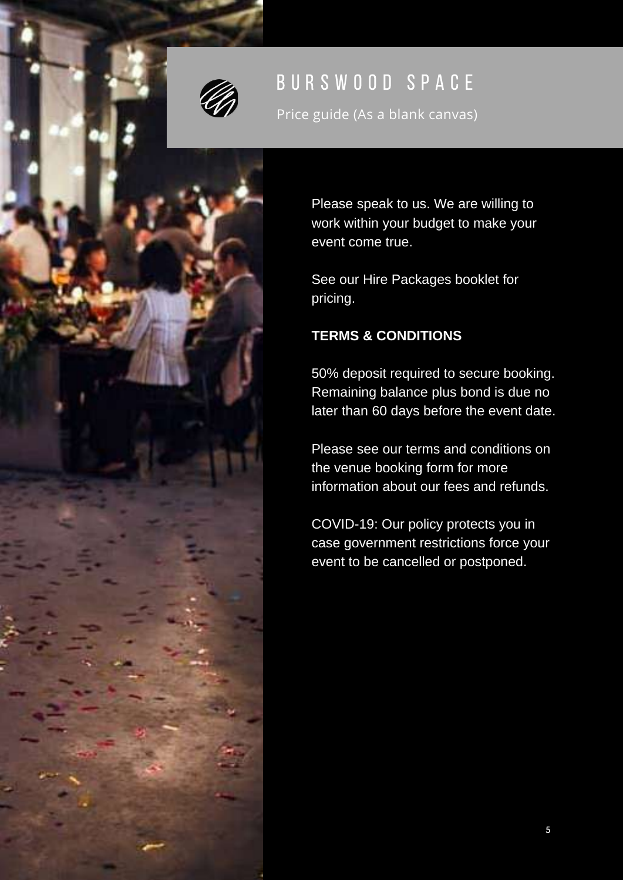# BURSWOOD SPACE

Price guide (As a blank canvas)

Please speak to us. We are willing to work within your budget to make your event come true.

See our Hire Packages booklet for pricing.

**TERMS & CONDITIONS**

50% deposit required to secure booking. Remaining balance plus bond is due no later than 60 days before the event date.

Please see our terms and conditions on the venue booking form for more information about our fees and refunds.

COVID-19: Our policy protects you in case government restrictions force your event to be cancelled or postponed.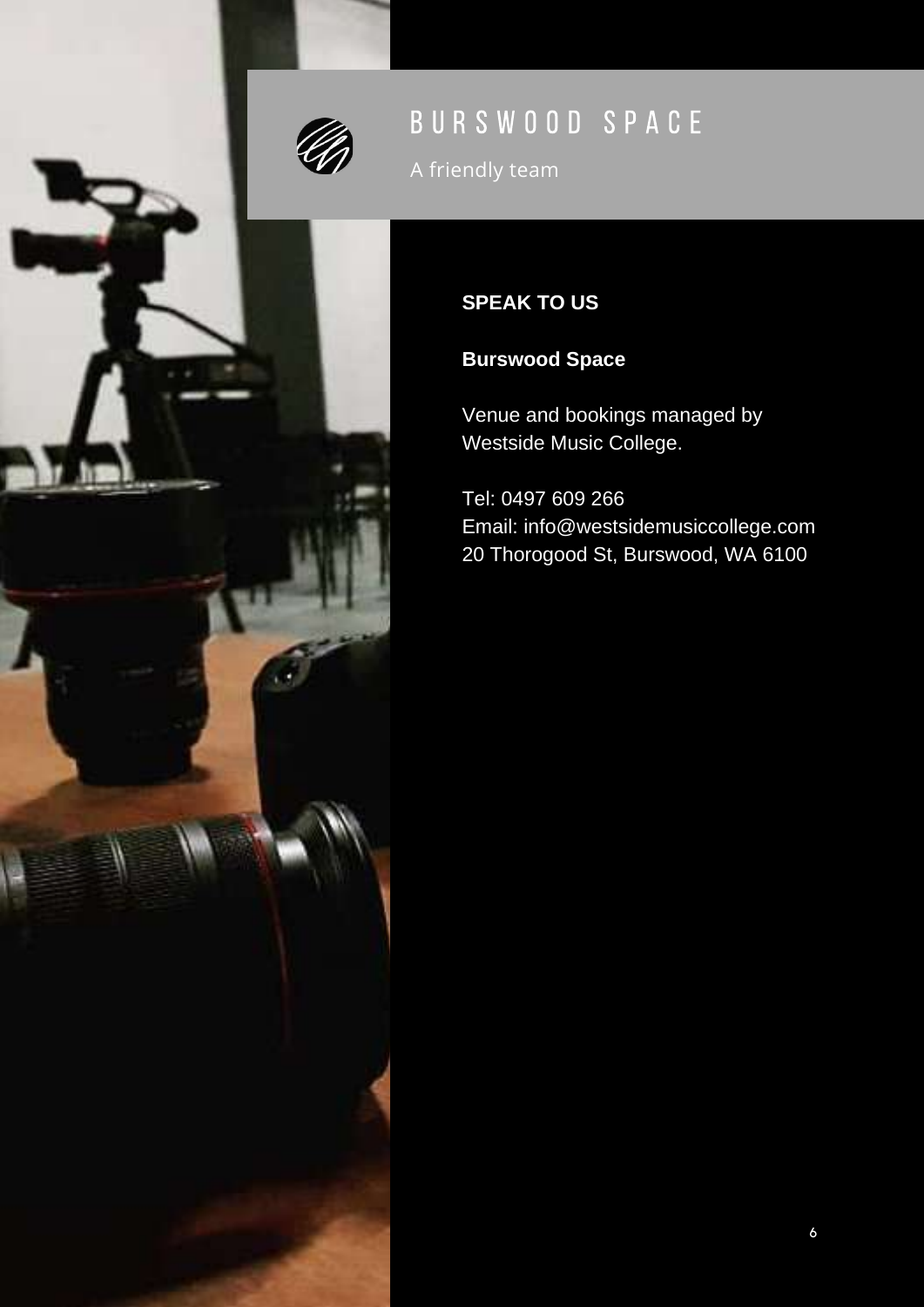# BURSWOOD SPACE

A friendly team

**SPEAK TO US**

**Burswood Space**

Venue and bookings managed by Westside Music College.

Tel: 0497 609 266
Email: info@westsidemusiccollege.com
20 Thorogood St, Burswood, WA 6100